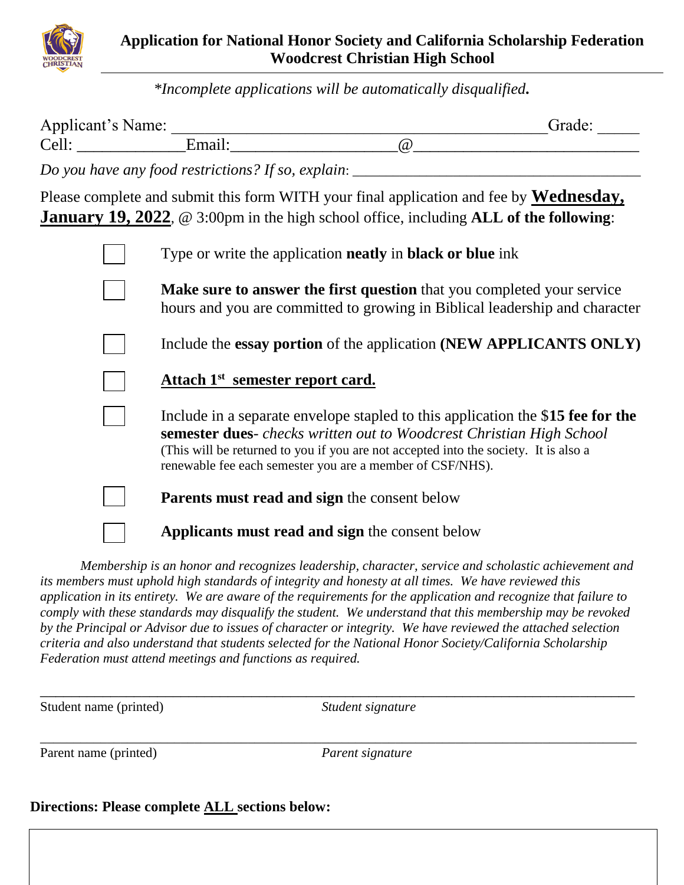# Application for National Honor Society and California Scholarship Federation
## Woodcrest Christian High School

*\*Incomplete applications will be automatically disqualified.*

Applicant's Name: _____________________________________________ Grade: _____
Cell: _____________Email:____________________@__________________________

*Do you have any food restrictions? If so, explain*: ___________________________________

Please complete and submit this form WITH your final application and fee by **Wednesday, January 19, 2022**, @ 3:00pm in the high school office, including **ALL of the following**:

- [ ] Type or write the application **neatly** in **black or blue** ink
- [ ] **Make sure to answer the first question** that you completed your service hours and you are committed to growing in Biblical leadership and character
- [ ] Include the **essay portion** of the application **(NEW APPLICANTS ONLY)**
- [ ] **Attach 1st semester report card.**
- [ ] Include in a separate envelope stapled to this application the $**15 fee for the semester dues**- *checks written out to Woodcrest Christian High School* (This will be returned to you if you are not accepted into the society. It is also a renewable fee each semester you are a member of CSF/NHS).
- [ ] **Parents must read and sign** the consent below
- [ ] **Applicants must read and sign** the consent below

*Membership is an honor and recognizes leadership, character, service and scholastic achievement and its members must uphold high standards of integrity and honesty at all times. We have reviewed this application in its entirety. We are aware of the requirements for the application and recognize that failure to comply with these standards may disqualify the student. We understand that this membership may be revoked by the Principal or Advisor due to issues of character or integrity. We have reviewed the attached selection criteria and also understand that students selected for the National Honor Society/California Scholarship Federation must attend meetings and functions as required.*

_______________________________________________________________________________

Student name (printed) *Student signature*

_______________________________________________________________________________

Parent name (printed) *Parent signature*

**Directions: Please complete ALL sections below:**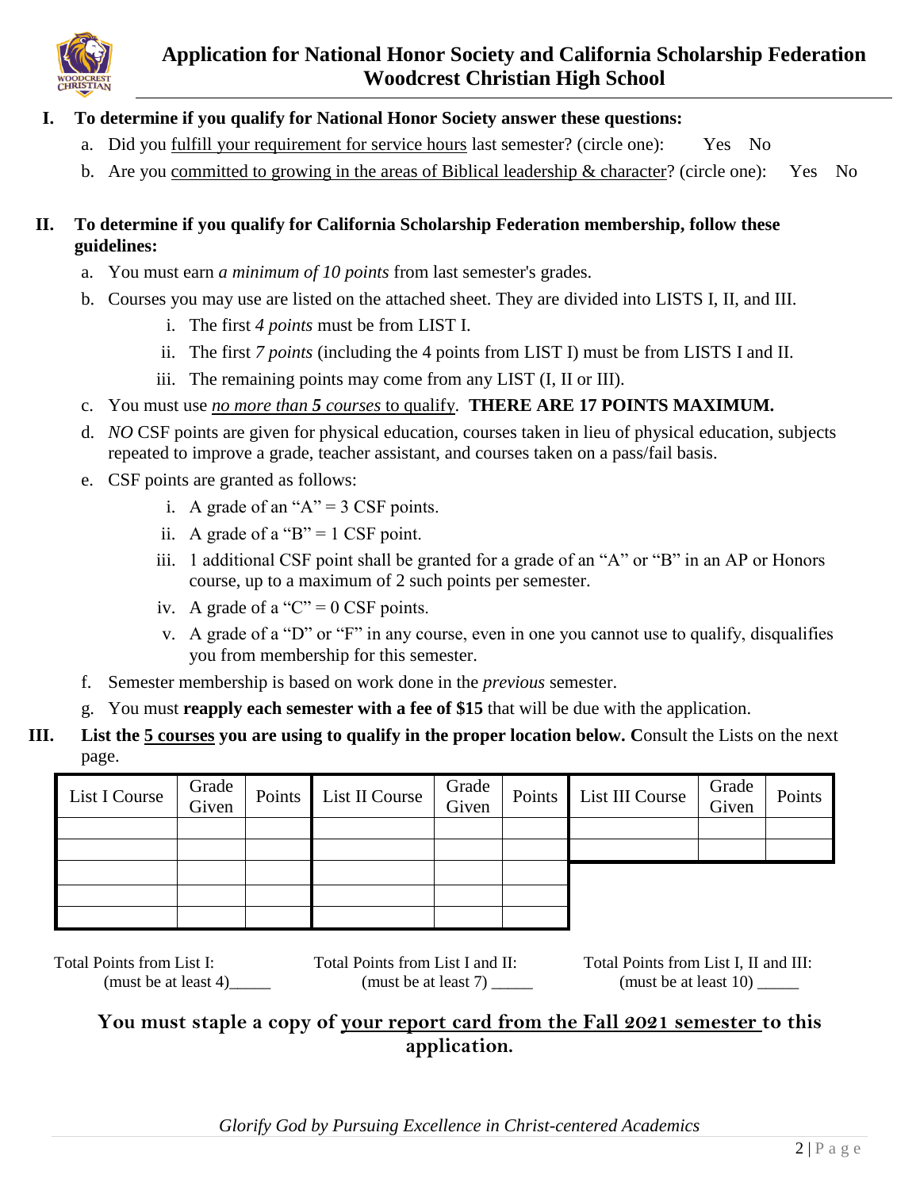# Application for National Honor Society and California Scholarship Federation
## Woodcrest Christian High School

**I. To determine if you qualify for National Honor Society answer these questions:**

a. Did you fulfill your requirement for service hours last semester? (circle one): Yes No

b. Are you committed to growing in the areas of Biblical leadership & character? (circle one): Yes No

**II. To determine if you qualify for California Scholarship Federation membership, follow these guidelines:**

a. You must earn *a minimum of 10 points* from last semester's grades.

b. Courses you may use are listed on the attached sheet. They are divided into LISTS I, II, and III.

   i. The first *4 points* must be from LIST I.

   ii. The first *7 points* (including the 4 points from LIST I) must be from LISTS I and II.

   iii. The remaining points may come from any LIST (I, II or III).

c. You must use *no more than **5** courses* to qualify. **THERE ARE 17 POINTS MAXIMUM.**

d. *NO* CSF points are given for physical education, courses taken in lieu of physical education, subjects repeated to improve a grade, teacher assistant, and courses taken on a pass/fail basis.

e. CSF points are granted as follows:

   i. A grade of an "A" = 3 CSF points.

   ii. A grade of a "B" = 1 CSF point.

   iii. 1 additional CSF point shall be granted for a grade of an "A" or "B" in an AP or Honors course, up to a maximum of 2 such points per semester.

   iv. A grade of a "C" = 0 CSF points.

   v. A grade of a "D" or "F" in any course, even in one you cannot use to qualify, disqualifies you from membership for this semester.

f. Semester membership is based on work done in the *previous* semester.

g. You must **reapply each semester with a fee of $15** that will be due with the application.

**III. List the 5 courses you are using to qualify in the proper location below. C**onsult the Lists on the next page.

| List I Course | Grade Given | Points | List II Course | Grade Given | Points | List III Course | Grade Given | Points |
|---|---|---|---|---|---|---|---|---|
| | | | | | | | | |
| | | | | | | | | |
| | | | | | | | | |
| | | | | | | | | |
| | | | | | | | | |

Total Points from List I: (must be at least 4)_____

Total Points from List I and II: (must be at least 7) _____

Total Points from List I, II and III: (must be at least 10) _____

**You must staple a copy of your report card from the Fall 2021 semester to this application.**

*Glorify God by Pursuing Excellence in Christ-centered Academics*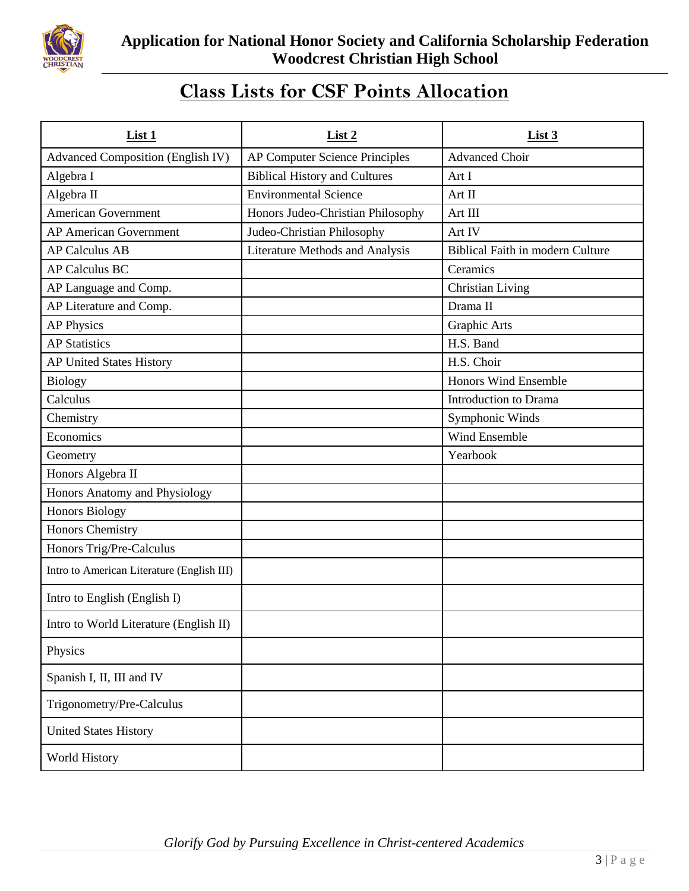## Class Lists for CSF Points Allocation

| List 1 | List 2 | List 3 |
|---|---|---|
| Advanced Composition (English IV) | AP Computer Science Principles | Advanced Choir |
| Algebra I | Biblical History and Cultures | Art I |
| Algebra II | Environmental Science | Art II |
| American Government | Honors Judeo-Christian Philosophy | Art III |
| AP American Government | Judeo-Christian Philosophy | Art IV |
| AP Calculus AB | Literature Methods and Analysis | Biblical Faith in modern Culture |
| AP Calculus BC | | Ceramics |
| AP Language and Comp. | | Christian Living |
| AP Literature and Comp. | | Drama II |
| AP Physics | | Graphic Arts |
| AP Statistics | | H.S. Band |
| AP United States History | | H.S. Choir |
| Biology | | Honors Wind Ensemble |
| Calculus | | Introduction to Drama |
| Chemistry | | Symphonic Winds |
| Economics | | Wind Ensemble |
| Geometry | | Yearbook |
| Honors Algebra II | | |
| Honors Anatomy and Physiology | | |
| Honors Biology | | |
| Honors Chemistry | | |
| Honors Trig/Pre-Calculus | | |
| Intro to American Literature (English III) | | |
| Intro to English (English I) | | |
| Intro to World Literature (English II) | | |
| Physics | | |
| Spanish I, II, III and IV | | |
| Trigonometry/Pre-Calculus | | |
| United States History | | |
| World History | | |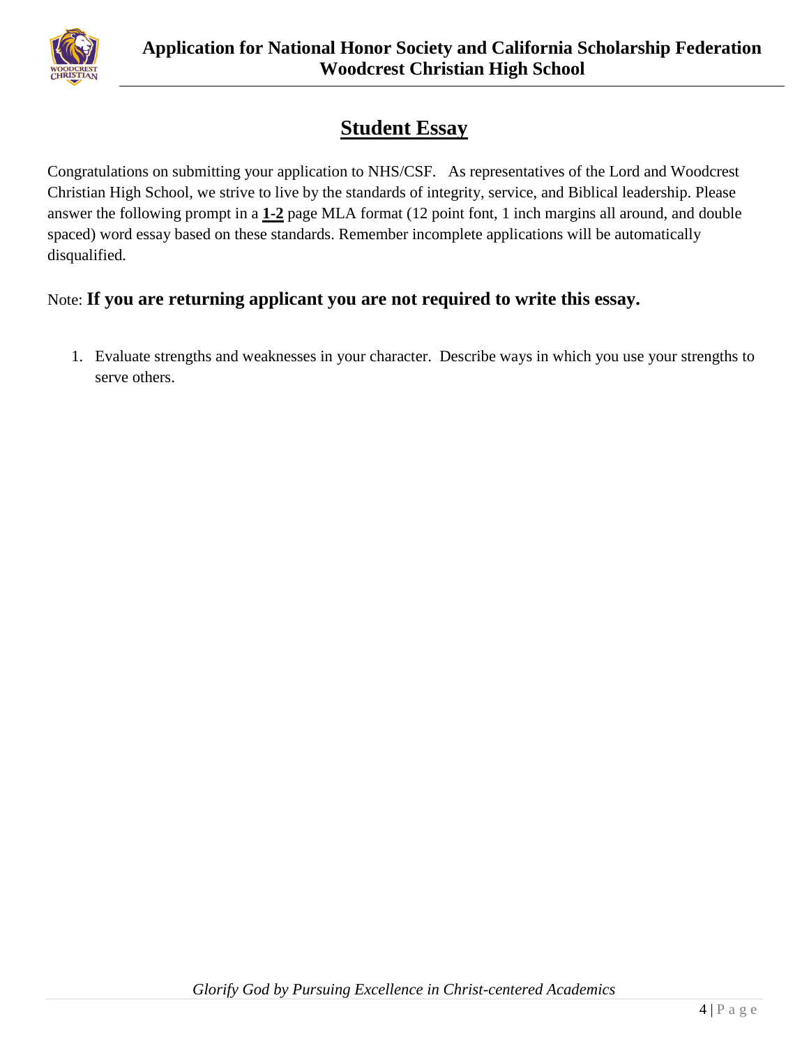## Application for National Honor Society and California Scholarship Federation
## Woodcrest Christian High School

# Student Essay

Congratulations on submitting your application to NHS/CSF. As representatives of the Lord and Woodcrest Christian High School, we strive to live by the standards of integrity, service, and Biblical leadership. Please answer the following prompt in a **1-2** page MLA format (12 point font, 1 inch margins all around, and double spaced) word essay based on these standards. Remember incomplete applications will be automatically disqualified.

Note: **If you are returning applicant you are not required to write this essay.**

1. Evaluate strengths and weaknesses in your character. Describe ways in which you use your strengths to serve others.

*Glorify God by Pursuing Excellence in Christ-centered Academics*